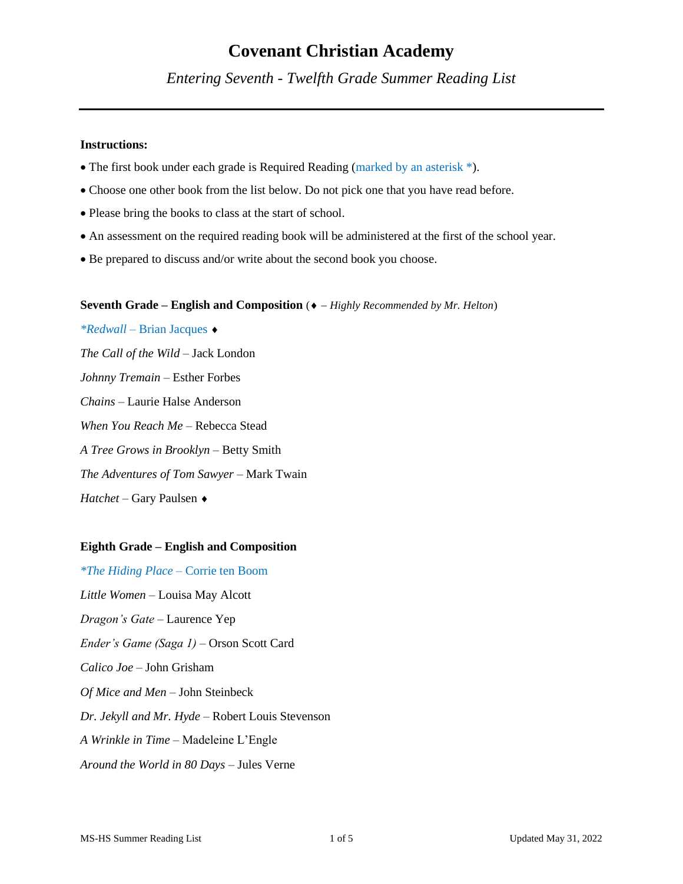# Covenant Christian Academy

*Entering Seventh - Twelfth Grade Summer Reading List*

---

**Instructions:**

- The first book under each grade is Required Reading (marked by an asterisk *).
- Choose one other book from the list below. Do not pick one that you have read before.
- Please bring the books to class at the start of school.
- An assessment on the required reading book will be administered at the first of the school year.
- Be prepared to discuss and/or write about the second book you choose.

**Seventh Grade – English and Composition** (♦ – *Highly Recommended by Mr. Helton*)

*\*Redwall* – Brian Jacques ♦

*The Call of the Wild* – Jack London

*Johnny Tremain* – Esther Forbes

*Chains* – Laurie Halse Anderson

*When You Reach Me* – Rebecca Stead

*A Tree Grows in Brooklyn* – Betty Smith

*The Adventures of Tom Sawyer* – Mark Twain

*Hatchet* – Gary Paulsen ♦

**Eighth Grade – English and Composition**

*\*The Hiding Place* – Corrie ten Boom

*Little Women* – Louisa May Alcott

*Dragon's Gate* – Laurence Yep

*Ender's Game (Saga 1)* – Orson Scott Card

*Calico Joe* – John Grisham

*Of Mice and Men* – John Steinbeck

*Dr. Jekyll and Mr. Hyde* – Robert Louis Stevenson

*A Wrinkle in Time* – Madeleine L'Engle

*Around the World in 80 Days* – Jules Verne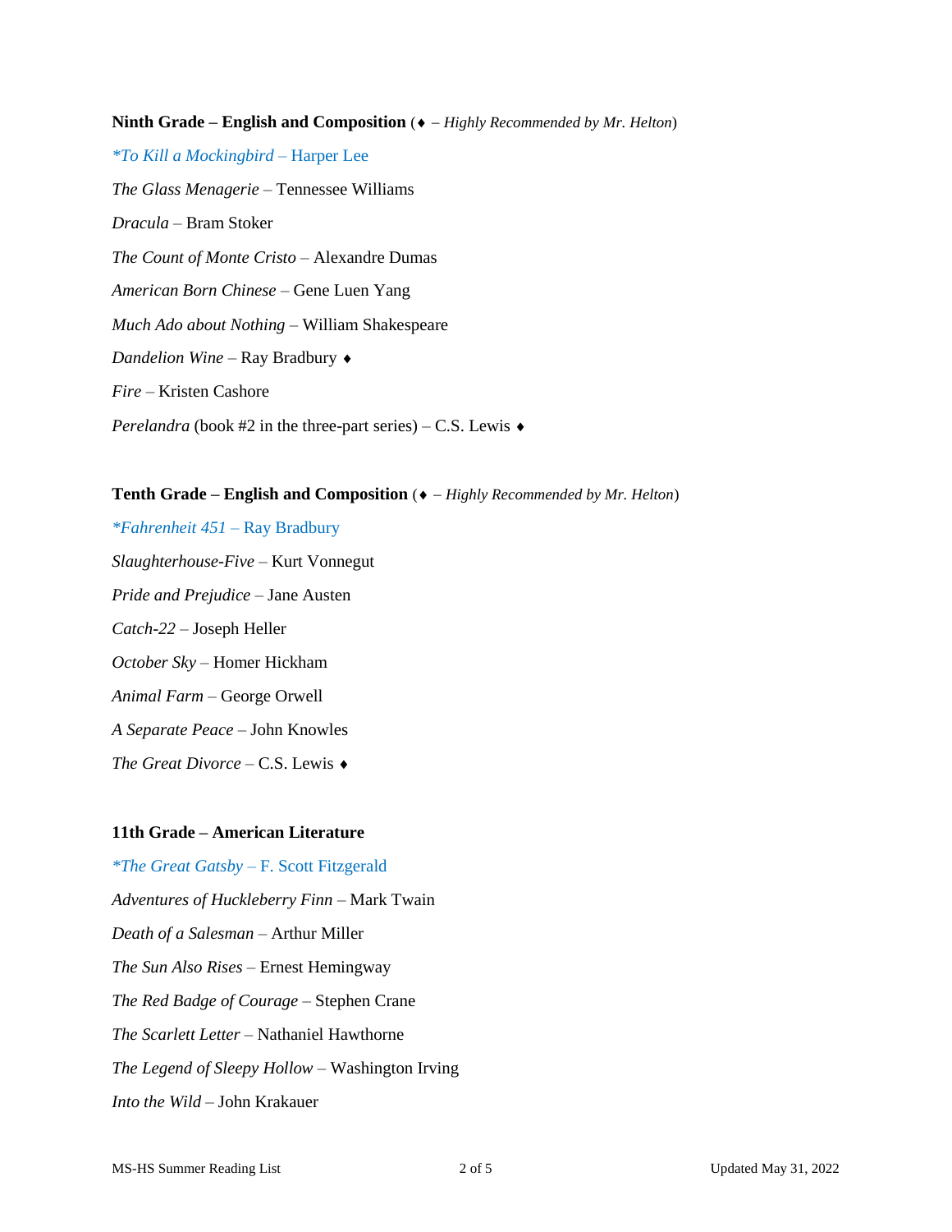**Ninth Grade – English and Composition** (♦ – *Highly Recommended by Mr. Helton*)

*\*To Kill a Mockingbird* – Harper Lee

*The Glass Menagerie* – Tennessee Williams

*Dracula* – Bram Stoker

*The Count of Monte Cristo* – Alexandre Dumas

*American Born Chinese* – Gene Luen Yang

*Much Ado about Nothing* – William Shakespeare

*Dandelion Wine* – Ray Bradbury ♦

*Fire* – Kristen Cashore

*Perelandra* (book #2 in the three-part series) – C.S. Lewis ♦

**Tenth Grade – English and Composition** (♦ – *Highly Recommended by Mr. Helton*)

*\*Fahrenheit 451* – Ray Bradbury

*Slaughterhouse-Five* – Kurt Vonnegut

*Pride and Prejudice* – Jane Austen

*Catch-22* – Joseph Heller

*October Sky* – Homer Hickham

*Animal Farm* – George Orwell

*A Separate Peace* – John Knowles

*The Great Divorce* – C.S. Lewis ♦

**11th Grade – American Literature**

*\*The Great Gatsby* – F. Scott Fitzgerald

*Adventures of Huckleberry Finn* – Mark Twain

*Death of a Salesman* – Arthur Miller

*The Sun Also Rises* – Ernest Hemingway

*The Red Badge of Courage* – Stephen Crane

*The Scarlett Letter* – Nathaniel Hawthorne

*The Legend of Sleepy Hollow* – Washington Irving

*Into the Wild* – John Krakauer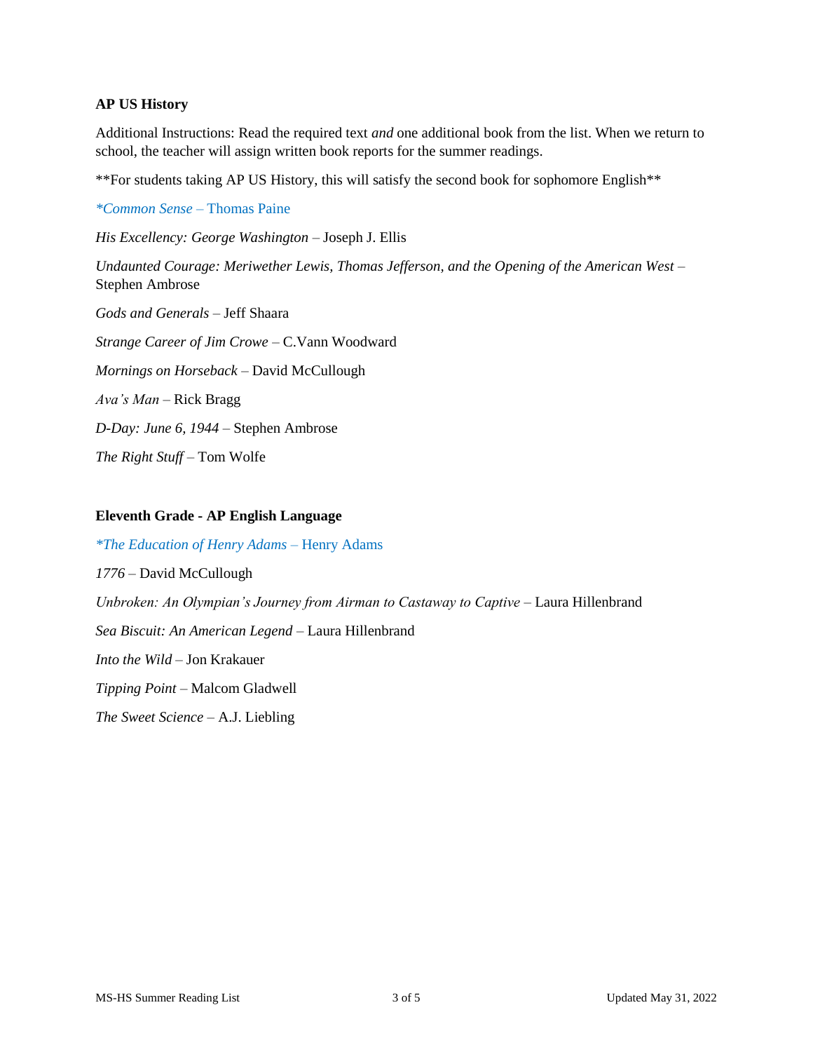**AP US History**

Additional Instructions: Read the required text *and* one additional book from the list. When we return to school, the teacher will assign written book reports for the summer readings.

**For students taking AP US History, this will satisfy the second book for sophomore English**

*\*Common Sense* – Thomas Paine

*His Excellency: George Washington* – Joseph J. Ellis

*Undaunted Courage: Meriwether Lewis, Thomas Jefferson, and the Opening of the American West* – Stephen Ambrose

*Gods and Generals* – Jeff Shaara

*Strange Career of Jim Crowe* – C.Vann Woodward

*Mornings on Horseback* – David McCullough

*Ava's Man* – Rick Bragg

*D-Day: June 6, 1944* – Stephen Ambrose

*The Right Stuff* – Tom Wolfe

**Eleventh Grade - AP English Language**

*\*The Education of Henry Adams* – Henry Adams

*1776* – David McCullough

*Unbroken: An Olympian's Journey from Airman to Castaway to Captive* – Laura Hillenbrand

*Sea Biscuit: An American Legend* – Laura Hillenbrand

*Into the Wild* – Jon Krakauer

*Tipping Point* – Malcom Gladwell

*The Sweet Science* – A.J. Liebling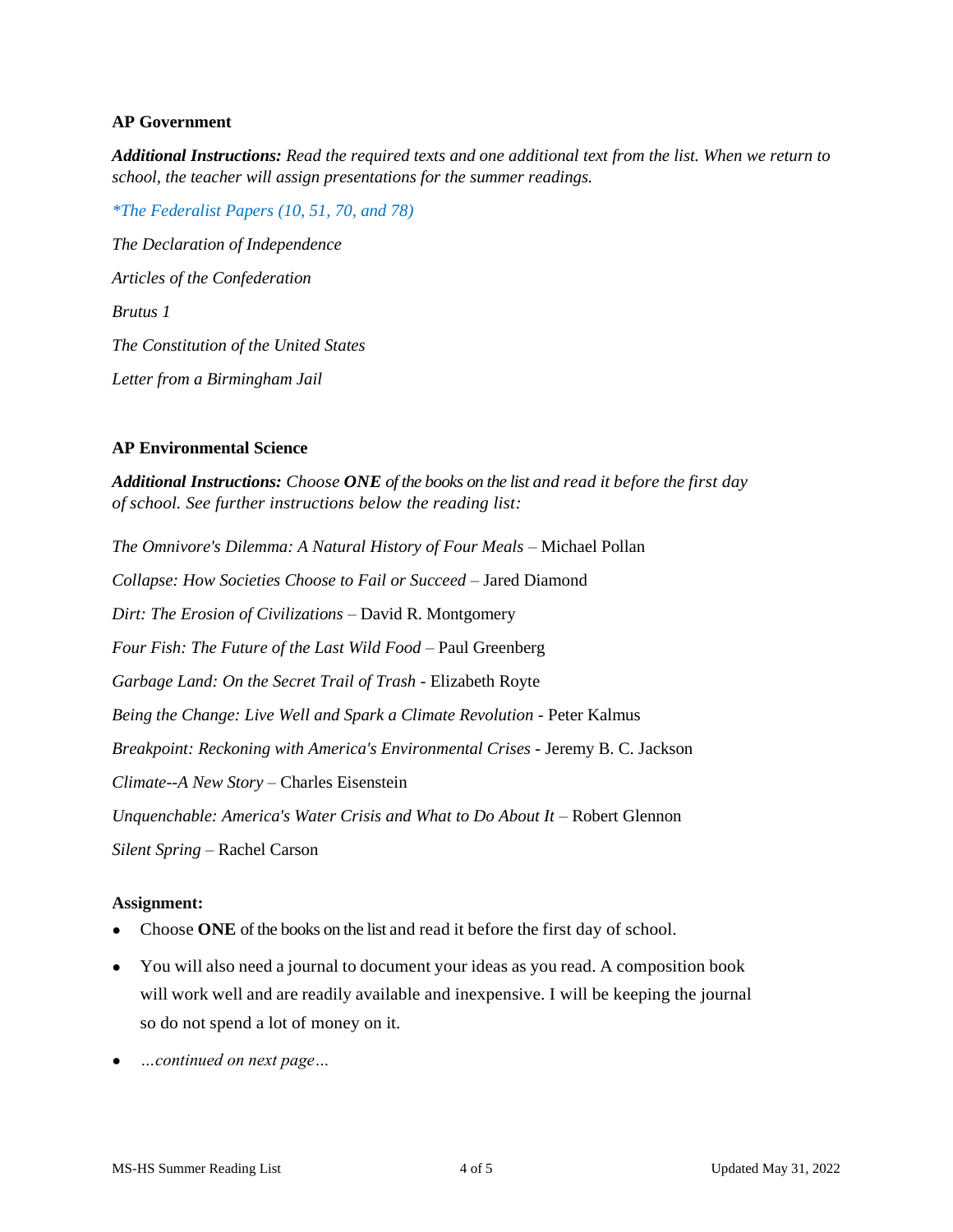**AP Government**

***Additional Instructions:*** *Read the required texts and one additional text from the list. When we return to school, the teacher will assign presentations for the summer readings.*

*\*The Federalist Papers (10, 51, 70, and 78)*

*The Declaration of Independence*

*Articles of the Confederation*

*Brutus 1*

*The Constitution of the United States*

*Letter from a Birmingham Jail*

**AP Environmental Science**

***Additional Instructions:*** *Choose **ONE** of the books on the list and read it before the first day of school. See further instructions below the reading list:*

*The Omnivore's Dilemma: A Natural History of Four Meals* – Michael Pollan

*Collapse: How Societies Choose to Fail or Succeed* – Jared Diamond

*Dirt: The Erosion of Civilizations* – David R. Montgomery

*Four Fish: The Future of the Last Wild Food* – Paul Greenberg

*Garbage Land: On the Secret Trail of Trash* - Elizabeth Royte

*Being the Change: Live Well and Spark a Climate Revolution* - Peter Kalmus

*Breakpoint: Reckoning with America's Environmental Crises* - Jeremy B. C. Jackson

*Climate--A New Story* – Charles Eisenstein

*Unquenchable: America's Water Crisis and What to Do About It* – Robert Glennon

*Silent Spring* – Rachel Carson

**Assignment:**

- Choose **ONE** of the books on the list and read it before the first day of school.
- You will also need a journal to document your ideas as you read. A composition book will work well and are readily available and inexpensive. I will be keeping the journal so do not spend a lot of money on it.
- *…continued on next page…*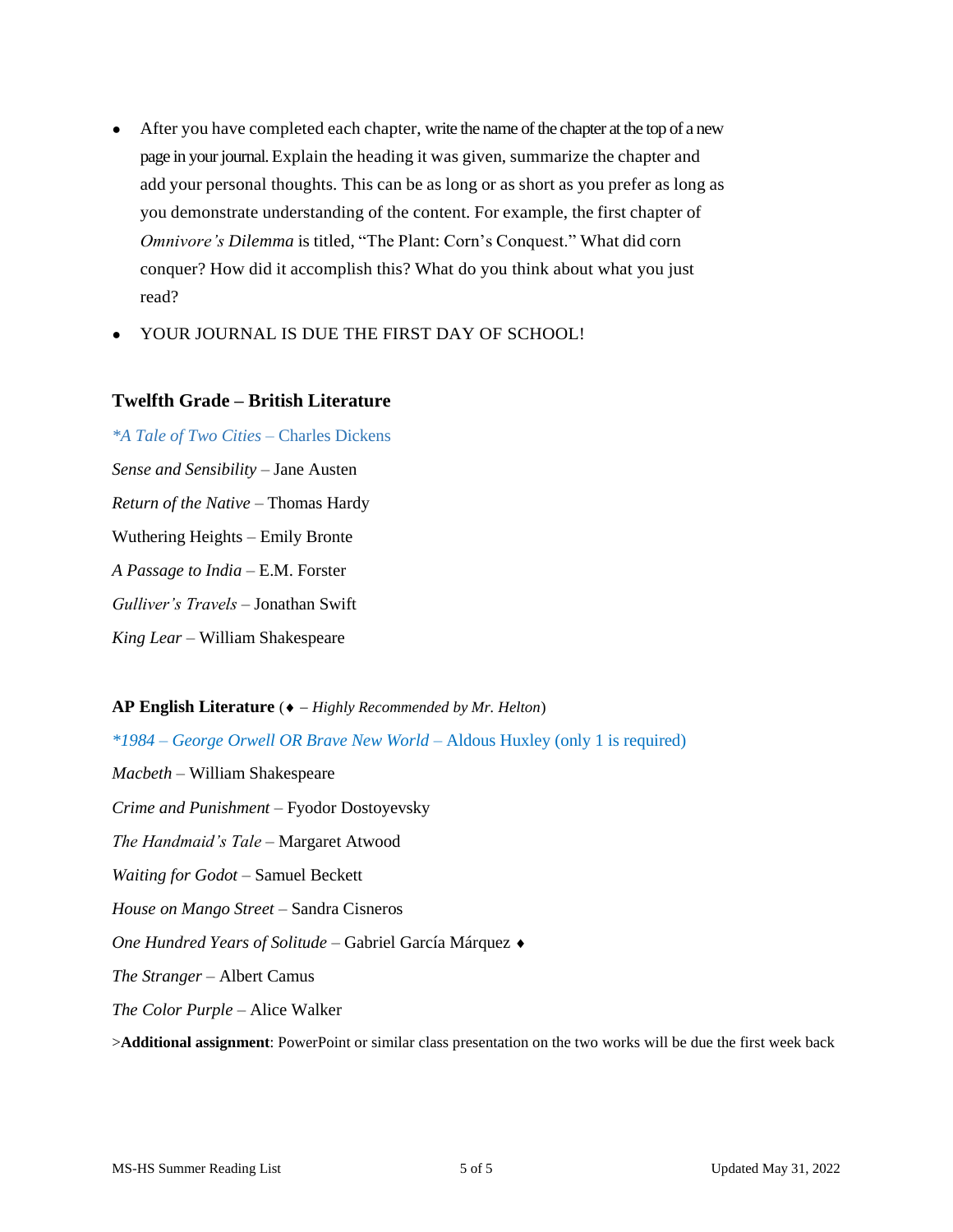- After you have completed each chapter, write the name of the chapter at the top of a new page in your journal. Explain the heading it was given, summarize the chapter and add your personal thoughts. This can be as long or as short as you prefer as long as you demonstrate understanding of the content. For example, the first chapter of *Omnivore's Dilemma* is titled, "The Plant: Corn's Conquest." What did corn conquer? How did it accomplish this? What do you think about what you just read?
- YOUR JOURNAL IS DUE THE FIRST DAY OF SCHOOL!

### Twelfth Grade – British Literature

*\*A Tale of Two Cities* – Charles Dickens

*Sense and Sensibility* – Jane Austen

*Return of the Native* – Thomas Hardy

Wuthering Heights – Emily Bronte

*A Passage to India* – E.M. Forster

*Gulliver's Travels* – Jonathan Swift

*King Lear* – William Shakespeare

### AP English Literature (♦ – *Highly Recommended by Mr. Helton*)

*\*1984 – George Orwell OR Brave New World* – Aldous Huxley (only 1 is required)

*Macbeth* – William Shakespeare

*Crime and Punishment* – Fyodor Dostoyevsky

*The Handmaid's Tale* – Margaret Atwood

*Waiting for Godot* – Samuel Beckett

*House on Mango Street* – Sandra Cisneros

*One Hundred Years of Solitude* – Gabriel García Márquez ♦

*The Stranger* – Albert Camus

*The Color Purple* – Alice Walker

>**Additional assignment**: PowerPoint or similar class presentation on the two works will be due the first week back